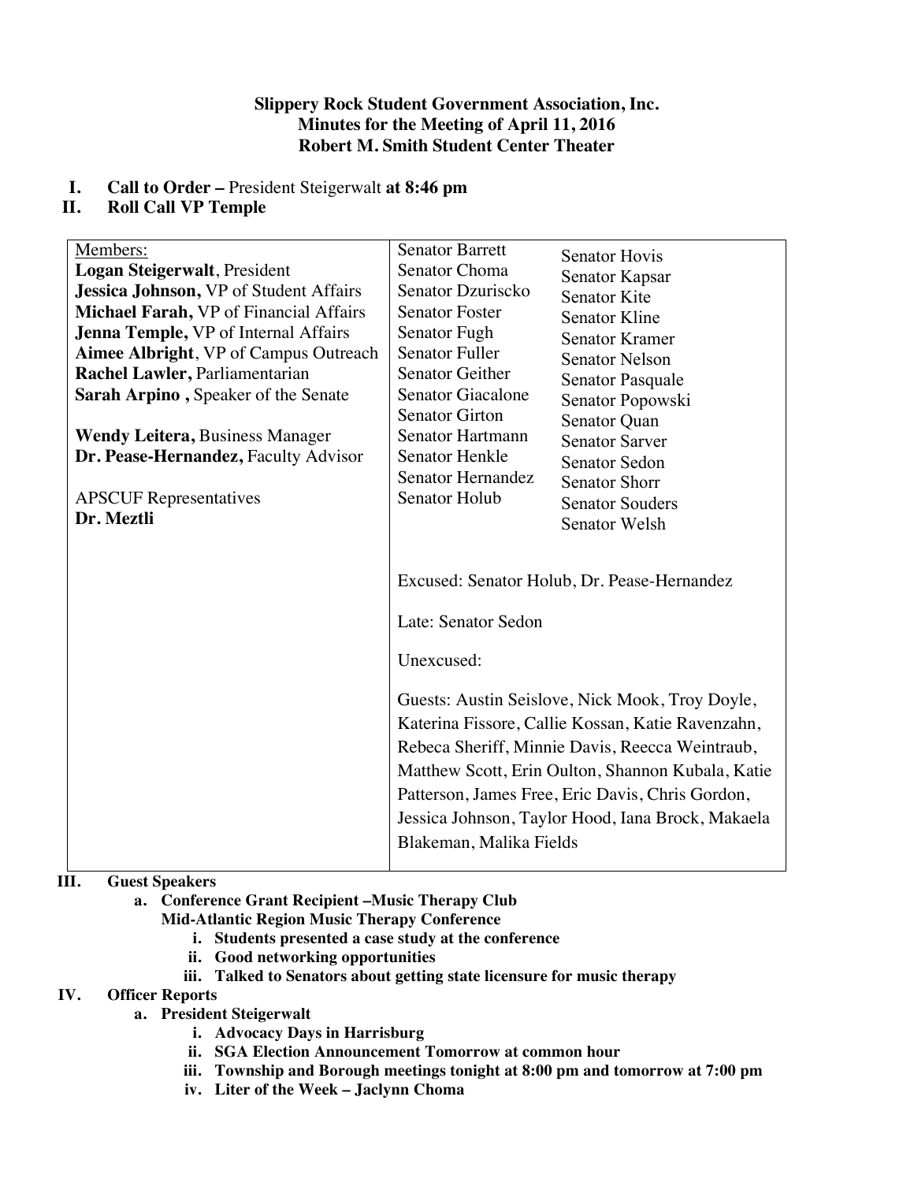**Slippery Rock Student Government Association, Inc.**
**Minutes for the Meeting of April 11, 2016**
**Robert M. Smith Student Center Theater**

I. **Call to Order –** President Steigerwalt **at 8:46 pm**
II. **Roll Call VP Temple**

| Members: | | |
|---|---|---|
| **Logan Steigerwalt**, President | Senator Barrett | Senator Hovis |
| **Jessica Johnson,** VP of Student Affairs | Senator Choma | Senator Kapsar |
| **Michael Farah,** VP of Financial Affairs | Senator Dzuriscko | Senator Kite |
| **Jenna Temple,** VP of Internal Affairs | Senator Foster | Senator Kline |
| **Aimee Albright**, VP of Campus Outreach | Senator Fugh | Senator Kramer |
| **Rachel Lawler,** Parliamentarian | Senator Fuller | Senator Nelson |
| **Sarah Arpino ,** Speaker of the Senate | Senator Geither | Senator Pasquale |
| | Senator Giacalone | Senator Popowski |
| **Wendy Leitera,** Business Manager | Senator Girton | Senator Quan |
| **Dr. Pease-Hernandez,** Faculty Advisor | Senator Hartmann | Senator Sarver |
| | Senator Henkle | Senator Sedon |
| APSCUF Representatives | Senator Hernandez | Senator Shorr |
| **Dr. Meztli** | Senator Holub | Senator Souders |
| | | Senator Welsh |

Excused: Senator Holub, Dr. Pease-Hernandez

Late: Senator Sedon

Unexcused:

Guests: Austin Seislove, Nick Mook, Troy Doyle, Katerina Fissore, Callie Kossan, Katie Ravenzahn, Rebeca Sheriff, Minnie Davis, Reecca Weintraub, Matthew Scott, Erin Oulton, Shannon Kubala, Katie Patterson, James Free, Eric Davis, Chris Gordon, Jessica Johnson, Taylor Hood, Iana Brock, Makaela Blakeman, Malika Fields

III. **Guest Speakers**
   a. **Conference Grant Recipient –Music Therapy Club**
      **Mid-Atlantic Region Music Therapy Conference**
      i. **Students presented a case study at the conference**
      ii. **Good networking opportunities**
      iii. **Talked to Senators about getting state licensure for music therapy**

IV. **Officer Reports**
   a. **President Steigerwalt**
      i. **Advocacy Days in Harrisburg**
      ii. **SGA Election Announcement Tomorrow at common hour**
      iii. **Township and Borough meetings tonight at 8:00 pm and tomorrow at 7:00 pm**
      iv. **Liter of the Week – Jaclynn Choma**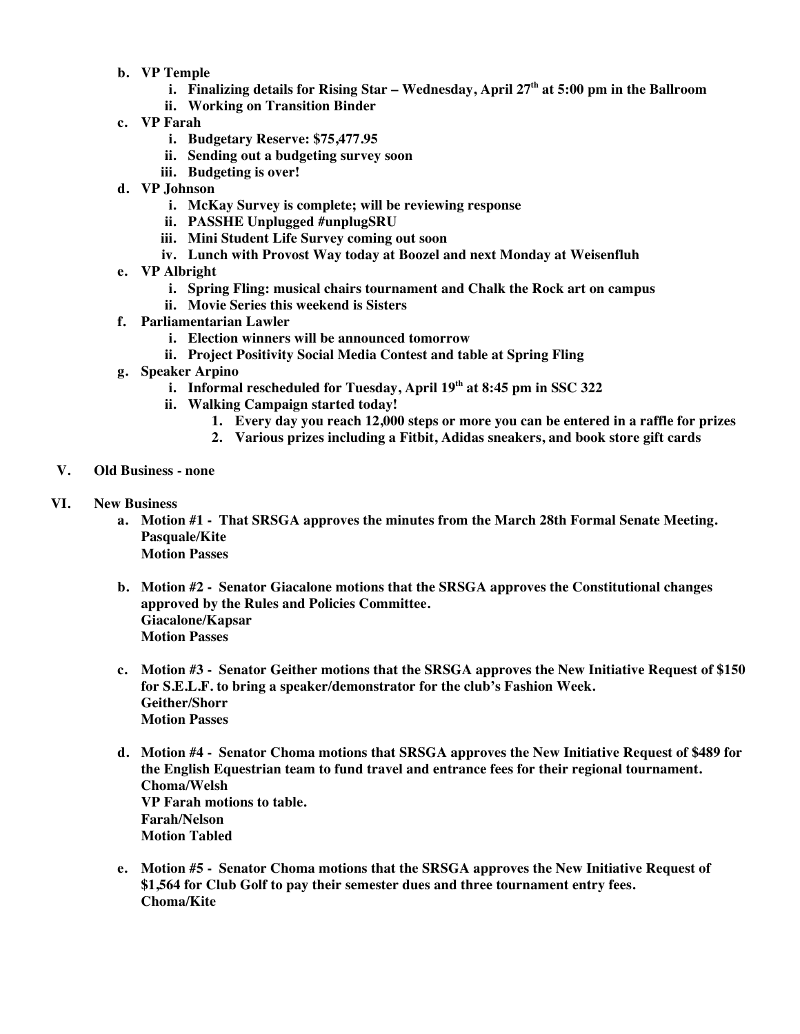- **b. VP Temple**
    - **i. Finalizing details for Rising Star – Wednesday, April 27th at 5:00 pm in the Ballroom**
    - **ii. Working on Transition Binder**
- **c. VP Farah**
    - **i. Budgetary Reserve: $75,477.95**
    - **ii. Sending out a budgeting survey soon**
    - **iii. Budgeting is over!**
- **d. VP Johnson**
    - **i. McKay Survey is complete; will be reviewing response**
    - **ii. PASSHE Unplugged #unplugSRU**
    - **iii. Mini Student Life Survey coming out soon**
    - **iv. Lunch with Provost Way today at Boozel and next Monday at Weisenfluh**
- **e. VP Albright**
    - **i. Spring Fling: musical chairs tournament and Chalk the Rock art on campus**
    - **ii. Movie Series this weekend is Sisters**
- **f. Parliamentarian Lawler**
    - **i. Election winners will be announced tomorrow**
    - **ii. Project Positivity Social Media Contest and table at Spring Fling**
- **g. Speaker Arpino**
    - **i. Informal rescheduled for Tuesday, April 19th at 8:45 pm in SSC 322**
    - **ii. Walking Campaign started today!**
        1. **Every day you reach 12,000 steps or more you can be entered in a raffle for prizes**
        2. **Various prizes including a Fitbit, Adidas sneakers, and book store gift cards**

## V. Old Business - none

## VI. New Business

**a. Motion #1 - That SRSGA approves the minutes from the March 28th Formal Senate Meeting.**
**Pasquale/Kite**
**Motion Passes**

**b. Motion #2 - Senator Giacalone motions that the SRSGA approves the Constitutional changes approved by the Rules and Policies Committee.**
**Giacalone/Kapsar**
**Motion Passes**

**c. Motion #3 - Senator Geither motions that the SRSGA approves the New Initiative Request of $150 for S.E.L.F. to bring a speaker/demonstrator for the club's Fashion Week.**
**Geither/Shorr**
**Motion Passes**

**d. Motion #4 - Senator Choma motions that SRSGA approves the New Initiative Request of $489 for the English Equestrian team to fund travel and entrance fees for their regional tournament.**
**Choma/Welsh**
**VP Farah motions to table.**
**Farah/Nelson**
**Motion Tabled**

**e. Motion #5 - Senator Choma motions that the SRSGA approves the New Initiative Request of $1,564 for Club Golf to pay their semester dues and three tournament entry fees.**
**Choma/Kite**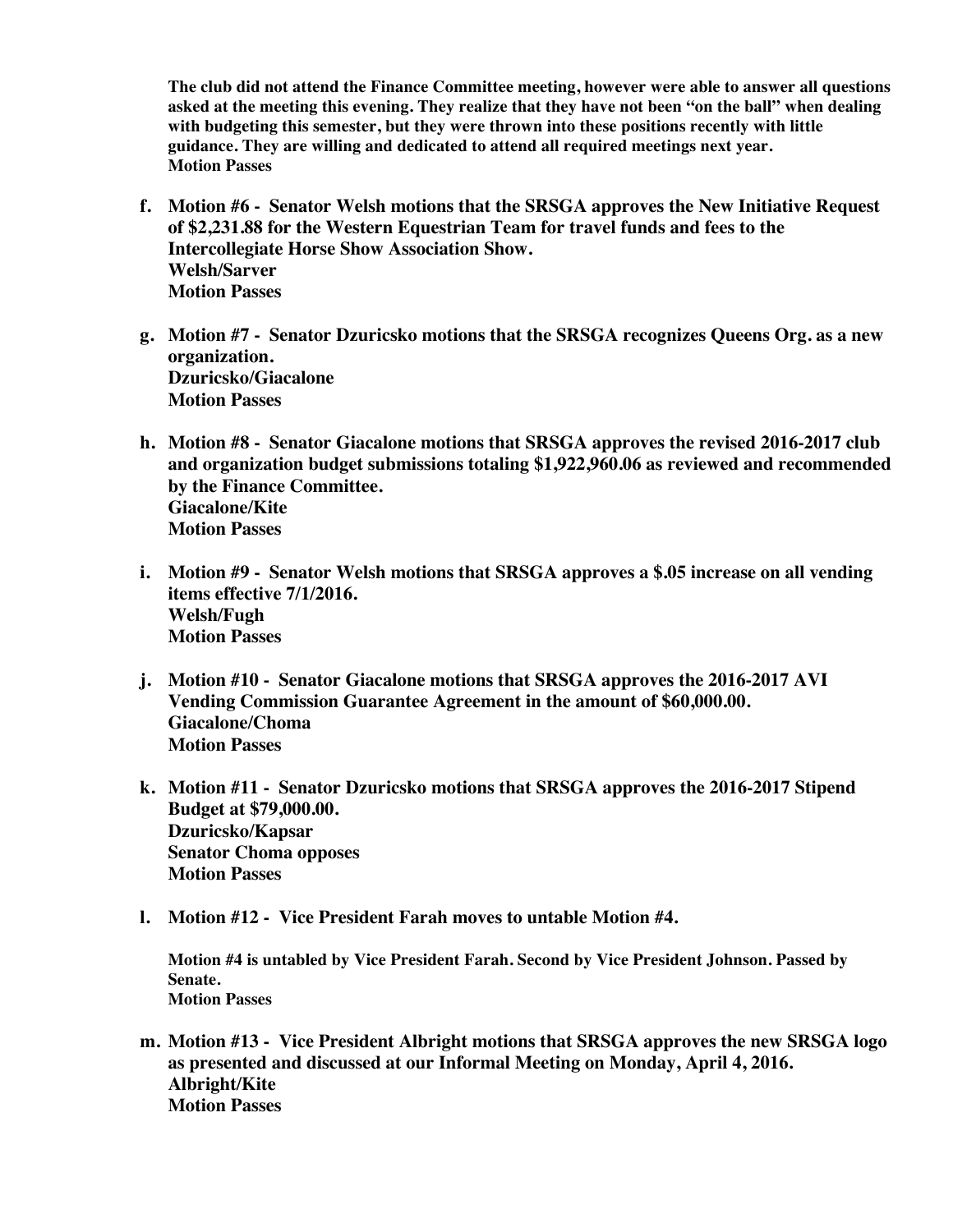**The club did not attend the Finance Committee meeting, however were able to answer all questions asked at the meeting this evening. They realize that they have not been "on the ball" when dealing with budgeting this semester, but they were thrown into these positions recently with little guidance. They are willing and dedicated to attend all required meetings next year.**
**Motion Passes**

f. **Motion #6 - Senator Welsh motions that the SRSGA approves the New Initiative Request of $2,231.88 for the Western Equestrian Team for travel funds and fees to the Intercollegiate Horse Show Association Show.**
   **Welsh/Sarver**
   **Motion Passes**

g. **Motion #7 - Senator Dzuricsko motions that the SRSGA recognizes Queens Org. as a new organization.**
   **Dzuricsko/Giacalone**
   **Motion Passes**

h. **Motion #8 - Senator Giacalone motions that SRSGA approves the revised 2016-2017 club and organization budget submissions totaling $1,922,960.06 as reviewed and recommended by the Finance Committee.**
   **Giacalone/Kite**
   **Motion Passes**

i. **Motion #9 - Senator Welsh motions that SRSGA approves a $.05 increase on all vending items effective 7/1/2016.**
   **Welsh/Fugh**
   **Motion Passes**

j. **Motion #10 - Senator Giacalone motions that SRSGA approves the 2016-2017 AVI Vending Commission Guarantee Agreement in the amount of $60,000.00.**
   **Giacalone/Choma**
   **Motion Passes**

k. **Motion #11 - Senator Dzuricsko motions that SRSGA approves the 2016-2017 Stipend Budget at $79,000.00.**
   **Dzuricsko/Kapsar**
   **Senator Choma opposes**
   **Motion Passes**

l. **Motion #12 - Vice President Farah moves to untable Motion #4.**

   **Motion #4 is untabled by Vice President Farah. Second by Vice President Johnson. Passed by Senate.**
   **Motion Passes**

m. **Motion #13 - Vice President Albright motions that SRSGA approves the new SRSGA logo as presented and discussed at our Informal Meeting on Monday, April 4, 2016.**
   **Albright/Kite**
   **Motion Passes**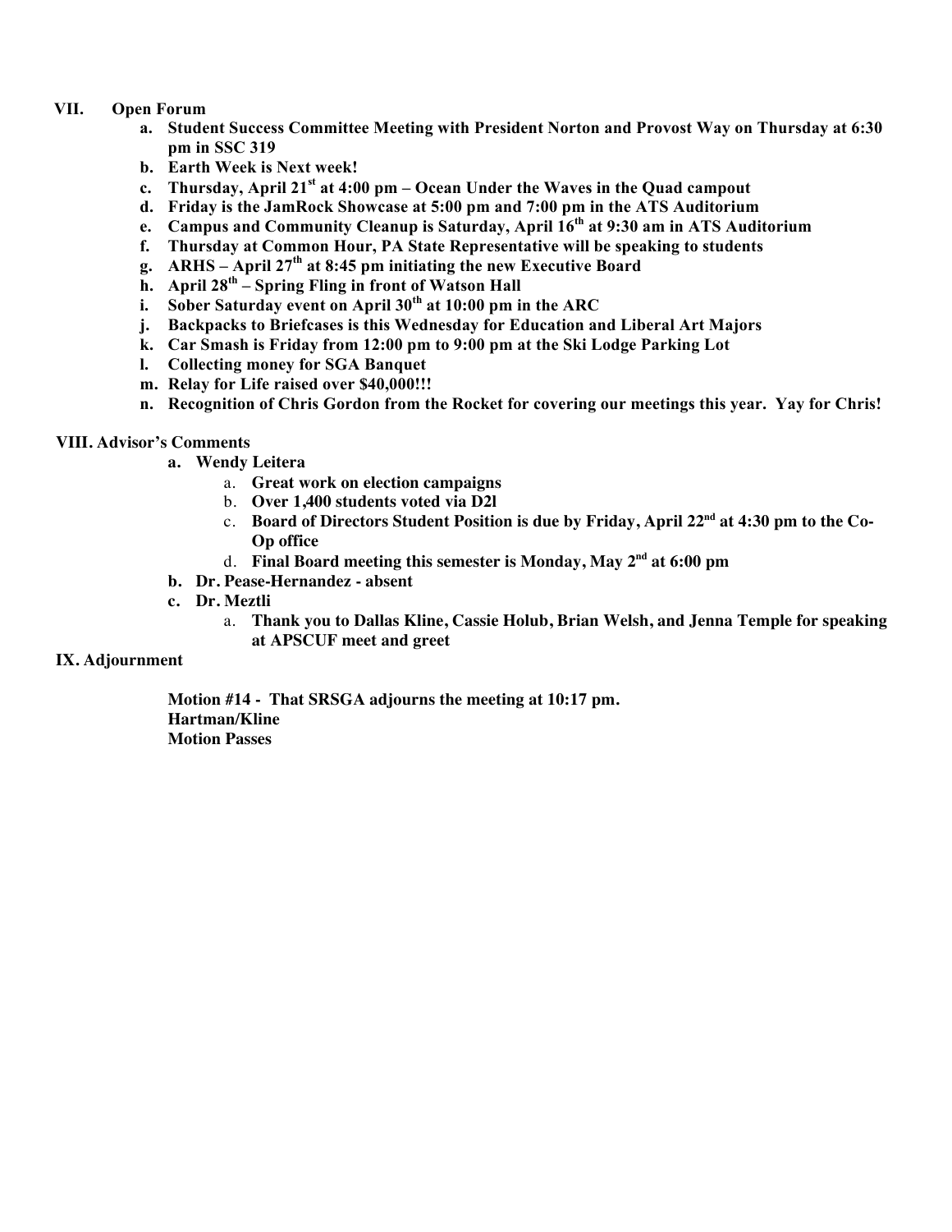## VII. Open Forum

a. **Student Success Committee Meeting with President Norton and Provost Way on Thursday at 6:30 pm in SSC 319**
b. **Earth Week is Next week!**
c. **Thursday, April 21st at 4:00 pm – Ocean Under the Waves in the Quad campout**
d. **Friday is the JamRock Showcase at 5:00 pm and 7:00 pm in the ATS Auditorium**
e. **Campus and Community Cleanup is Saturday, April 16th at 9:30 am in ATS Auditorium**
f. **Thursday at Common Hour, PA State Representative will be speaking to students**
g. **ARHS – April 27th at 8:45 pm initiating the new Executive Board**
h. **April 28th – Spring Fling in front of Watson Hall**
i. **Sober Saturday event on April 30th at 10:00 pm in the ARC**
j. **Backpacks to Briefcases is this Wednesday for Education and Liberal Art Majors**
k. **Car Smash is Friday from 12:00 pm to 9:00 pm at the Ski Lodge Parking Lot**
l. **Collecting money for SGA Banquet**
m. **Relay for Life raised over $40,000!!!**
n. **Recognition of Chris Gordon from the Rocket for covering our meetings this year. Yay for Chris!**

## VIII. Advisor's Comments

a. **Wendy Leitera**
   a. **Great work on election campaigns**
   b. **Over 1,400 students voted via D2l**
   c. **Board of Directors Student Position is due by Friday, April 22nd at 4:30 pm to the Co-Op office**
   d. **Final Board meeting this semester is Monday, May 2nd at 6:00 pm**
b. **Dr. Pease-Hernandez - absent**
c. **Dr. Meztli**
   a. **Thank you to Dallas Kline, Cassie Holub, Brian Welsh, and Jenna Temple for speaking at APSCUF meet and greet**

## IX. Adjournment

**Motion #14 - That SRSGA adjourns the meeting at 10:17 pm.**
**Hartman/Kline**
**Motion Passes**